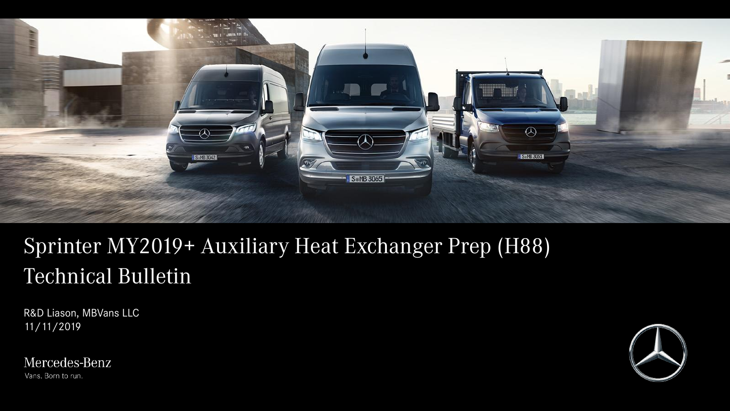# Sprinter MY2019+ Auxiliary Heat Exchanger Prep (H88)
# Technical Bulletin

R&D Liason, MBVans LLC
11/11/2019

Mercedes-Benz
Vans. Born to run.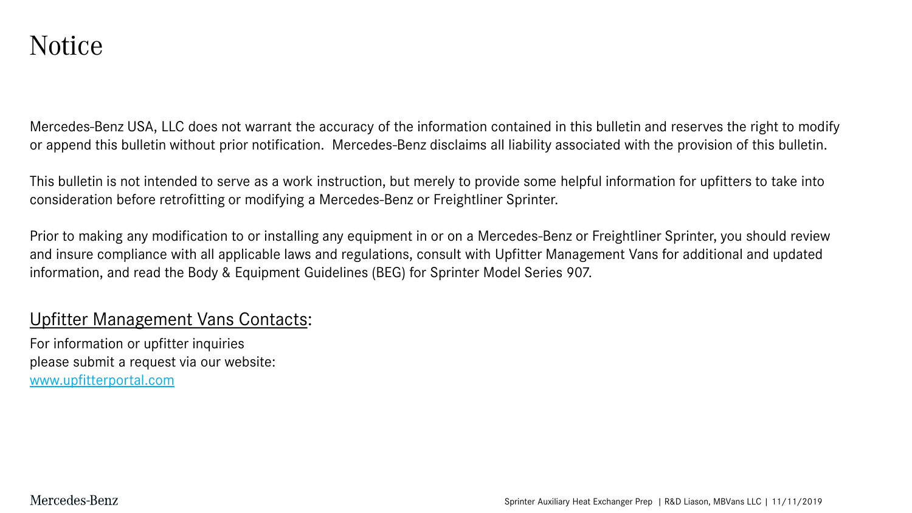# Notice

Mercedes-Benz USA, LLC does not warrant the accuracy of the information contained in this bulletin and reserves the right to modify or append this bulletin without prior notification.  Mercedes-Benz disclaims all liability associated with the provision of this bulletin.

This bulletin is not intended to serve as a work instruction, but merely to provide some helpful information for upfitters to take into consideration before retrofitting or modifying a Mercedes-Benz or Freightliner Sprinter.

Prior to making any modification to or installing any equipment in or on a Mercedes-Benz or Freightliner Sprinter, you should review and insure compliance with all applicable laws and regulations, consult with Upfitter Management Vans for additional and updated information, and read the Body & Equipment Guidelines (BEG) for Sprinter Model Series 907.

## Upfitter Management Vans Contacts:

For information or upfitter inquiries
please submit a request via our website:
[www.upfitterportal.com](http://www.upfitterportal.com)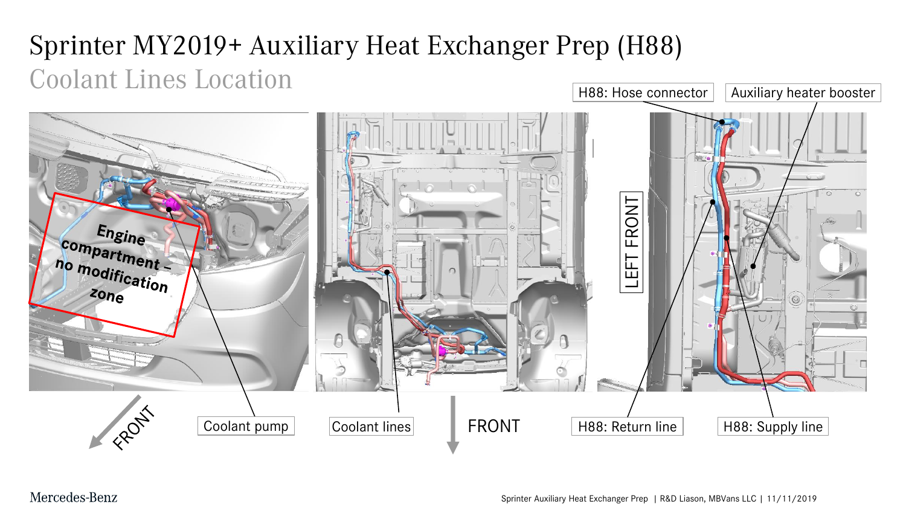# Sprinter MY2019+ Auxiliary Heat Exchanger Prep (H88)

## Coolant Lines Location

H88: Hose connector

Auxiliary heater booster

Engine compartment – no modification zone

LEFT FRONT

FRONT

Coolant pump

Coolant lines

FRONT

H88: Return line

H88: Supply line

Mercedes-Benz

Sprinter Auxiliary Heat Exchanger Prep | R&D Liason, MBVans LLC | 11/11/2019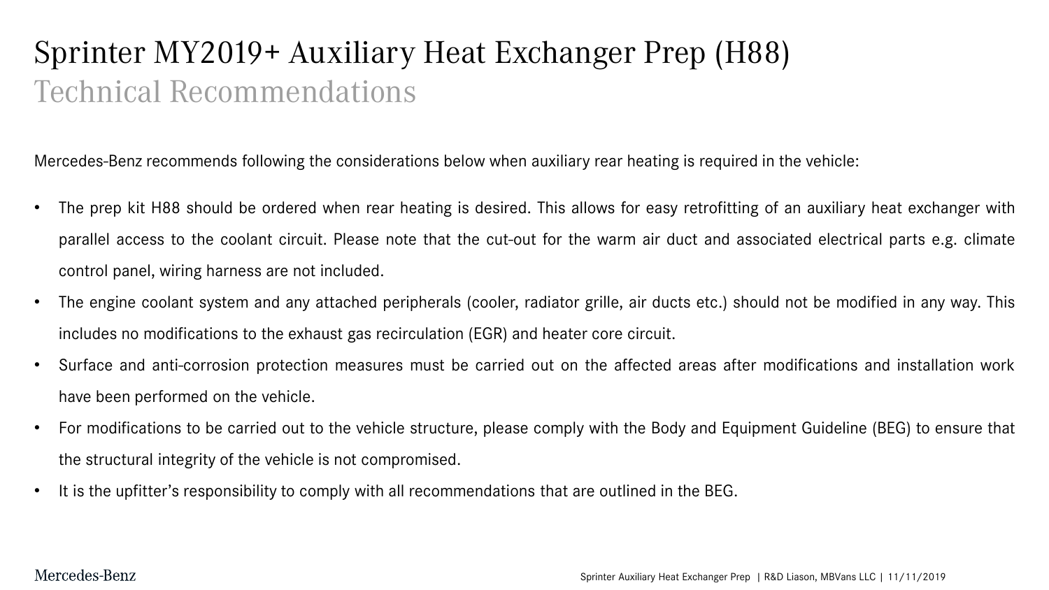# Sprinter MY2019+ Auxiliary Heat Exchanger Prep (H88)

## Technical Recommendations

Mercedes-Benz recommends following the considerations below when auxiliary rear heating is required in the vehicle:

- The prep kit H88 should be ordered when rear heating is desired. This allows for easy retrofitting of an auxiliary heat exchanger with parallel access to the coolant circuit. Please note that the cut-out for the warm air duct and associated electrical parts e.g. climate control panel, wiring harness are not included.
- The engine coolant system and any attached peripherals (cooler, radiator grille, air ducts etc.) should not be modified in any way. This includes no modifications to the exhaust gas recirculation (EGR) and heater core circuit.
- Surface and anti-corrosion protection measures must be carried out on the affected areas after modifications and installation work have been performed on the vehicle.
- For modifications to be carried out to the vehicle structure, please comply with the Body and Equipment Guideline (BEG) to ensure that the structural integrity of the vehicle is not compromised.
- It is the upfitter's responsibility to comply with all recommendations that are outlined in the BEG.